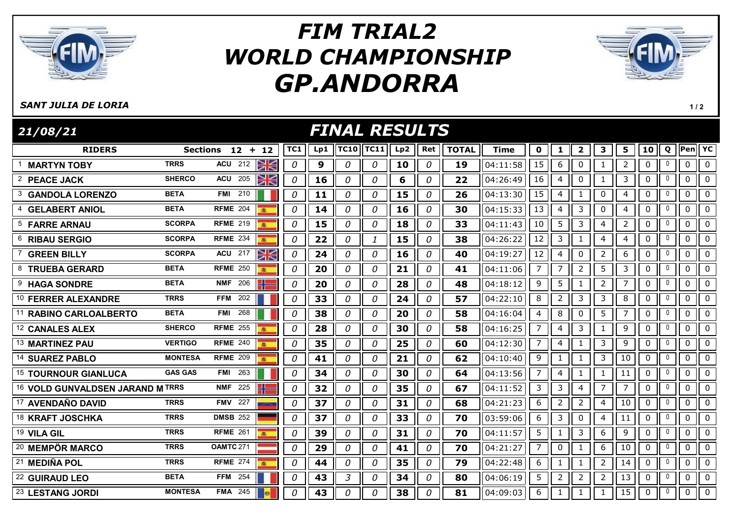# FIM TRIAL2 WORLD CHAMPIONSHIP GP.ANDORRA

*SANT JULIA DE LORIA*

## 21/08/21 — FINAL RESULTS

| | RIDERS | | Sections 12 + 12 | | TC1 | Lp1 | TC10 | TC11 | Lp2 | Ret | TOTAL | Time | 0 | 1 | 2 | 3 | 5 | 10 | Q | Pen | YC |
|---|---|---|---|---|---|---|---|---|---|---|---|---|---|---|---|---|---|---|---|---|---|
| 1 | MARTYN TOBY | TRRS | ACU | 212 | 0 | 9 | 0 | 0 | 10 | 0 | 19 | 04:11:58 | 15 | 6 | 0 | 1 | 2 | 0 | 0 | 0 | 0 |
| 2 | PEACE JACK | SHERCO | ACU | 205 | 0 | 16 | 0 | 0 | 6 | 0 | 22 | 04:26:49 | 16 | 4 | 0 | 1 | 3 | 0 | 0 | 0 | 0 |
| 3 | GANDOLA LORENZO | BETA | FMI | 210 | 0 | 11 | 0 | 0 | 15 | 0 | 26 | 04:13:30 | 15 | 4 | 1 | 0 | 4 | 0 | 0 | 0 | 0 |
| 4 | GELABERT ANIOL | BETA | RFME | 204 | 0 | 14 | 0 | 0 | 16 | 0 | 30 | 04:15:33 | 13 | 4 | 3 | 0 | 4 | 0 | 0 | 0 | 0 |
| 5 | FARRE ARNAU | SCORPA | RFME | 219 | 0 | 15 | 0 | 0 | 18 | 0 | 33 | 04:11:43 | 10 | 5 | 3 | 4 | 2 | 0 | 0 | 0 | 0 |
| 6 | RIBAU SERGIO | SCORPA | RFME | 234 | 0 | 22 | 0 | 1 | 15 | 0 | 38 | 04:26:22 | 12 | 3 | 1 | 4 | 4 | 0 | 0 | 0 | 0 |
| 7 | GREEN BILLY | SCORPA | ACU | 217 | 0 | 24 | 0 | 0 | 16 | 0 | 40 | 04:19:27 | 12 | 4 | 0 | 2 | 6 | 0 | 0 | 0 | 0 |
| 8 | TRUEBA GERARD | BETA | RFME | 250 | 0 | 20 | 0 | 0 | 21 | 0 | 41 | 04:11:06 | 7 | 7 | 2 | 5 | 3 | 0 | 0 | 0 | 0 |
| 9 | HAGA SONDRE | BETA | NMF | 206 | 0 | 20 | 0 | 0 | 28 | 0 | 48 | 04:18:12 | 9 | 5 | 1 | 2 | 7 | 0 | 0 | 0 | 0 |
| 10 | FERRER ALEXANDRE | TRRS | FFM | 202 | 0 | 33 | 0 | 0 | 24 | 0 | 57 | 04:22:10 | 8 | 2 | 3 | 3 | 8 | 0 | 0 | 0 | 0 |
| 11 | RABINO CARLOALBERTO | BETA | FMI | 268 | 0 | 38 | 0 | 0 | 20 | 0 | 58 | 04:16:04 | 4 | 8 | 0 | 5 | 7 | 0 | 0 | 0 | 0 |
| 12 | CANALES ALEX | SHERCO | RFME | 255 | 0 | 28 | 0 | 0 | 30 | 0 | 58 | 04:16:25 | 7 | 4 | 3 | 1 | 9 | 0 | 0 | 0 | 0 |
| 13 | MARTINEZ PAU | VERTIGO | RFME | 240 | 0 | 35 | 0 | 0 | 25 | 0 | 60 | 04:12:30 | 7 | 4 | 1 | 3 | 9 | 0 | 0 | 0 | 0 |
| 14 | SUAREZ PABLO | MONTESA | RFME | 209 | 0 | 41 | 0 | 0 | 21 | 0 | 62 | 04:10:40 | 9 | 1 | 1 | 3 | 10 | 0 | 0 | 0 | 0 |
| 15 | TOURNOUR GIANLUCA | GAS GAS | FMI | 263 | 0 | 34 | 0 | 0 | 30 | 0 | 64 | 04:13:56 | 7 | 4 | 1 | 1 | 11 | 0 | 0 | 0 | 0 |
| 16 | VOLD GUNVALDSEN JARAND M | TRRS | NMF | 225 | 0 | 32 | 0 | 0 | 35 | 0 | 67 | 04:11:52 | 3 | 3 | 4 | 7 | 7 | 0 | 0 | 0 | 0 |
| 17 | AVENDAÑO DAVID | TRRS | FMV | 227 | 0 | 37 | 0 | 0 | 31 | 0 | 68 | 04:21:23 | 6 | 2 | 2 | 4 | 10 | 0 | 0 | 0 | 0 |
| 18 | KRAFT JOSCHKA | TRRS | DMSB | 252 | 0 | 37 | 0 | 0 | 33 | 0 | 70 | 03:59:06 | 6 | 3 | 0 | 4 | 11 | 0 | 0 | 0 | 0 |
| 19 | VILA GIL | TRRS | RFME | 261 | 0 | 39 | 0 | 0 | 31 | 0 | 70 | 04:11:57 | 5 | 1 | 3 | 6 | 9 | 0 | 0 | 0 | 0 |
| 20 | MEMPÖR MARCO | TRRS | OAMTC | 271 | 0 | 29 | 0 | 0 | 41 | 0 | 70 | 04:21:27 | 7 | 0 | 1 | 6 | 10 | 0 | 0 | 0 | 0 |
| 21 | MEDIÑA POL | TRRS | RFME | 274 | 0 | 44 | 0 | 0 | 35 | 0 | 79 | 04:22:48 | 6 | 1 | 1 | 2 | 14 | 0 | 0 | 0 | 0 |
| 22 | GUIRAUD LEO | BETA | FFM | 254 | 0 | 43 | 3 | 0 | 34 | 0 | 80 | 04:06:19 | 5 | 2 | 2 | 2 | 13 | 0 | 0 | 0 | 0 |
| 23 | LESTANG JORDI | MONTESA | FMA | 245 | 0 | 43 | 0 | 0 | 38 | 0 | 81 | 04:09:03 | 6 | 1 | 1 | 1 | 15 | 0 | 0 | 0 | 0 |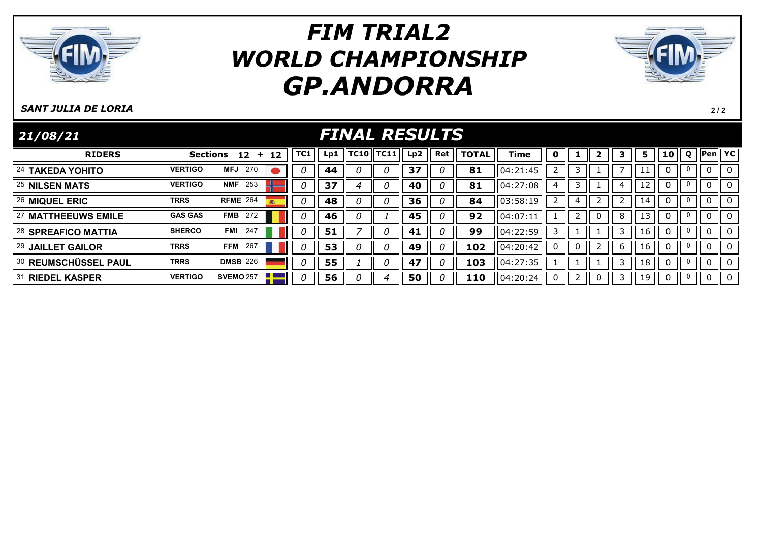# FIM TRIAL2 WORLD CHAMPIONSHIP GP.ANDORRA

*SANT JULIA DE LORIA*

*21/08/21*

## FINAL RESULTS

| RIDERS | Sections 12 + 12 | | | | TC1 | Lp1 | TC10 | TC11 | Lp2 | Ret | TOTAL | Time | 0 | 1 | 2 | 3 | 5 | 10 | Q | Pen | YC |
|---|---|---|---|---|---|---|---|---|---|---|---|---|---|---|---|---|---|---|---|---|---|
| 24 TAKEDA YOHITO | VERTIGO | MFJ | 270 | | 0 | 44 | 0 | 0 | 37 | 0 | 81 | 04:21:45 | 2 | 3 | 1 | 7 | 11 | 0 | 0 | 0 | 0 |
| 25 NILSEN MATS | VERTIGO | NMF | 253 | | 0 | 37 | 4 | 0 | 40 | 0 | 81 | 04:27:08 | 4 | 3 | 1 | 4 | 12 | 0 | 0 | 0 | 0 |
| 26 MIQUEL ERIC | TRRS | RFME | 264 | | 0 | 48 | 0 | 0 | 36 | 0 | 84 | 03:58:19 | 2 | 4 | 2 | 2 | 14 | 0 | 0 | 0 | 0 |
| 27 MATTHEEUWS EMILE | GAS GAS | FMB | 272 | | 0 | 46 | 0 | 1 | 45 | 0 | 92 | 04:07:11 | 1 | 2 | 0 | 8 | 13 | 0 | 0 | 0 | 0 |
| 28 SPREAFICO MATTIA | SHERCO | FMI | 247 | | 0 | 51 | 7 | 0 | 41 | 0 | 99 | 04:22:59 | 3 | 1 | 1 | 3 | 16 | 0 | 0 | 0 | 0 |
| 29 JAILLET GAILOR | TRRS | FFM | 267 | | 0 | 53 | 0 | 0 | 49 | 0 | 102 | 04:20:42 | 0 | 0 | 2 | 6 | 16 | 0 | 0 | 0 | 0 |
| 30 REUMSCHÜSSEL PAUL | TRRS | DMSB | 226 | | 0 | 55 | 1 | 0 | 47 | 0 | 103 | 04:27:35 | 1 | 1 | 1 | 3 | 18 | 0 | 0 | 0 | 0 |
| 31 RIEDEL KASPER | VERTIGO | SVEMO | 257 | | 0 | 56 | 0 | 4 | 50 | 0 | 110 | 04:20:24 | 0 | 2 | 0 | 3 | 19 | 0 | 0 | 0 | 0 |